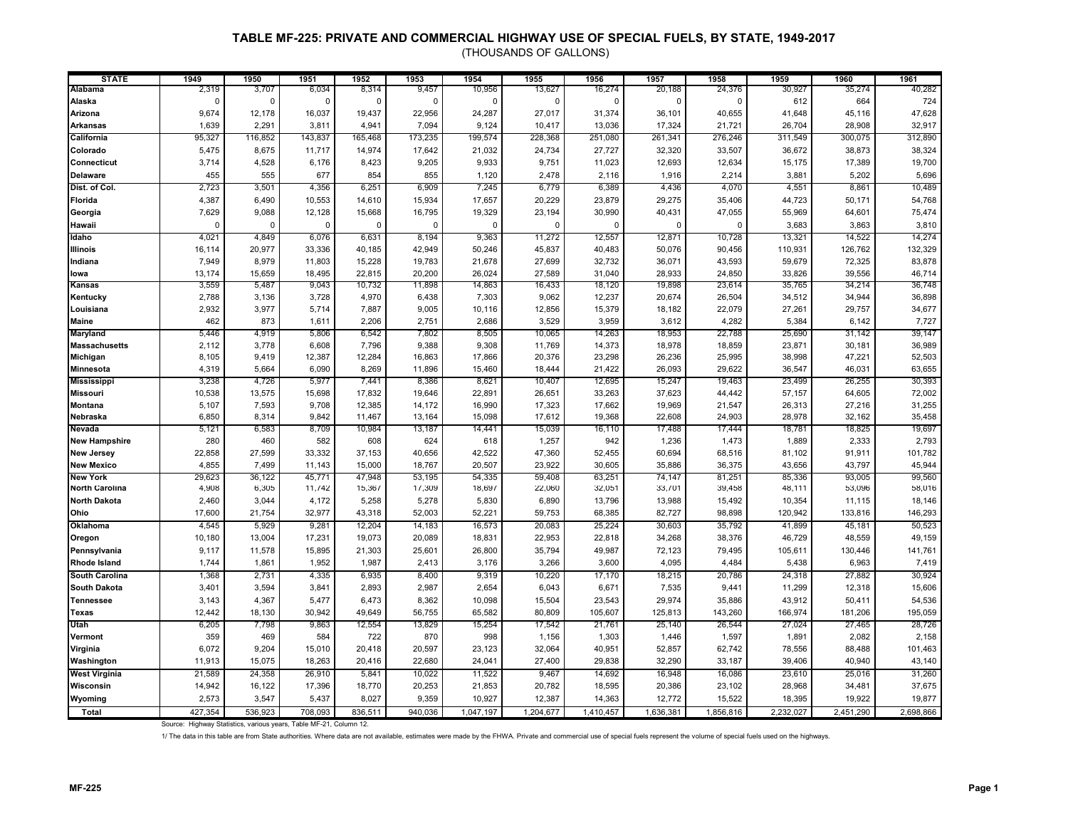# TABLE MF-225: PRIVATE AND COMMERCIAL HIGHWAY USE OF SPECIAL FUELS, BY STATE, 1949-2017

(THOUSANDS OF GALLONS)

| STATE | 1949 | 1950 | 1951 | 1952 | 1953 | 1954 | 1955 | 1956 | 1957 | 1958 | 1959 | 1960 | 1961 |
|---|---|---|---|---|---|---|---|---|---|---|---|---|---|
| Alabama | 2,319 | 3,707 | 6,034 | 8,314 | 9,457 | 10,956 | 13,627 | 16,274 | 20,188 | 24,376 | 30,927 | 35,274 | 40,282 |
| Alaska | 0 | 0 | 0 | 0 | 0 | 0 | 0 | 0 | 0 | 0 | 612 | 664 | 724 |
| Arizona | 9,674 | 12,178 | 16,037 | 19,437 | 22,956 | 24,287 | 27,017 | 31,374 | 36,101 | 40,655 | 41,648 | 45,116 | 47,628 |
| Arkansas | 1,639 | 2,291 | 3,811 | 4,941 | 7,094 | 9,124 | 10,417 | 13,036 | 17,324 | 21,721 | 26,704 | 28,908 | 32,917 |
| California | 95,327 | 116,852 | 143,837 | 165,468 | 173,235 | 199,574 | 228,368 | 251,080 | 261,341 | 276,246 | 311,549 | 300,075 | 312,890 |
| Colorado | 5,475 | 8,675 | 11,717 | 14,974 | 17,642 | 21,032 | 24,734 | 27,727 | 32,320 | 33,507 | 36,672 | 38,873 | 38,324 |
| Connecticut | 3,714 | 4,528 | 6,176 | 8,423 | 9,205 | 9,933 | 9,751 | 11,023 | 12,693 | 12,634 | 15,175 | 17,389 | 19,700 |
| Delaware | 455 | 555 | 677 | 854 | 855 | 1,120 | 2,478 | 2,116 | 1,916 | 2,214 | 3,881 | 5,202 | 5,696 |
| Dist. of Col. | 2,723 | 3,501 | 4,356 | 6,251 | 6,909 | 7,245 | 6,779 | 6,389 | 4,436 | 4,070 | 4,551 | 8,861 | 10,489 |
| Florida | 4,387 | 6,490 | 10,553 | 14,610 | 15,934 | 17,657 | 20,229 | 23,879 | 29,275 | 35,406 | 44,723 | 50,171 | 54,768 |
| Georgia | 7,629 | 9,088 | 12,128 | 15,668 | 16,795 | 19,329 | 23,194 | 30,990 | 40,431 | 47,055 | 55,969 | 64,601 | 75,474 |
| Hawaii | 0 | 0 | 0 | 0 | 0 | 0 | 0 | 0 | 0 | 0 | 3,683 | 3,863 | 3,810 |
| Idaho | 4,021 | 4,849 | 6,076 | 6,631 | 8,194 | 9,363 | 11,272 | 12,557 | 12,871 | 10,728 | 13,321 | 14,522 | 14,274 |
| Illinois | 16,114 | 20,977 | 33,336 | 40,185 | 42,949 | 50,246 | 45,837 | 40,483 | 50,076 | 90,456 | 110,931 | 126,762 | 132,329 |
| Indiana | 7,949 | 8,979 | 11,803 | 15,228 | 19,783 | 21,678 | 27,699 | 32,732 | 36,071 | 43,593 | 59,679 | 72,325 | 83,878 |
| Iowa | 13,174 | 15,659 | 18,495 | 22,815 | 20,200 | 26,024 | 27,589 | 31,040 | 28,933 | 24,850 | 33,826 | 39,556 | 46,714 |
| Kansas | 3,559 | 5,487 | 9,043 | 10,732 | 11,898 | 14,863 | 16,433 | 18,120 | 19,898 | 23,614 | 35,765 | 34,214 | 36,748 |
| Kentucky | 2,788 | 3,136 | 3,728 | 4,970 | 6,438 | 7,303 | 9,062 | 12,237 | 20,674 | 26,504 | 34,512 | 34,944 | 36,898 |
| Louisiana | 2,932 | 3,977 | 5,714 | 7,887 | 9,005 | 10,116 | 12,856 | 15,379 | 18,182 | 22,079 | 27,261 | 29,757 | 34,677 |
| Maine | 462 | 873 | 1,611 | 2,206 | 2,751 | 2,686 | 3,529 | 3,959 | 3,612 | 4,282 | 5,384 | 6,142 | 7,727 |
| Maryland | 5,446 | 4,919 | 5,806 | 6,542 | 7,802 | 8,505 | 10,065 | 14,263 | 18,953 | 22,788 | 25,690 | 31,142 | 39,147 |
| Massachusetts | 2,112 | 3,778 | 6,608 | 7,796 | 9,388 | 9,308 | 11,769 | 14,373 | 18,978 | 18,859 | 23,871 | 30,181 | 36,989 |
| Michigan | 8,105 | 9,419 | 12,387 | 12,284 | 16,863 | 17,866 | 20,376 | 23,298 | 26,236 | 25,995 | 38,998 | 47,221 | 52,503 |
| Minnesota | 4,319 | 5,664 | 6,090 | 8,269 | 11,896 | 15,460 | 18,444 | 21,422 | 26,093 | 29,622 | 36,547 | 46,031 | 63,655 |
| Mississippi | 3,238 | 4,726 | 5,977 | 7,441 | 8,386 | 8,621 | 10,407 | 12,695 | 15,247 | 19,463 | 23,499 | 26,255 | 30,393 |
| Missouri | 10,538 | 13,575 | 15,698 | 17,832 | 19,646 | 22,891 | 26,651 | 33,263 | 37,623 | 44,442 | 57,157 | 64,605 | 72,002 |
| Montana | 5,107 | 7,593 | 9,708 | 12,385 | 14,172 | 16,990 | 17,323 | 17,662 | 19,969 | 21,547 | 26,313 | 27,216 | 31,255 |
| Nebraska | 6,850 | 8,314 | 9,842 | 11,467 | 13,164 | 15,098 | 17,612 | 19,368 | 22,608 | 24,903 | 28,978 | 32,162 | 35,458 |
| Nevada | 5,121 | 6,583 | 8,709 | 10,984 | 13,187 | 14,441 | 15,039 | 16,110 | 17,488 | 17,444 | 18,781 | 18,825 | 19,697 |
| New Hampshire | 280 | 460 | 582 | 608 | 624 | 618 | 1,257 | 942 | 1,236 | 1,473 | 1,889 | 2,333 | 2,793 |
| New Jersey | 22,858 | 27,599 | 33,332 | 37,153 | 40,656 | 42,522 | 47,360 | 52,455 | 60,694 | 68,516 | 81,102 | 91,911 | 101,782 |
| New Mexico | 4,855 | 7,499 | 11,143 | 15,000 | 18,767 | 20,507 | 23,922 | 30,605 | 35,886 | 36,375 | 43,656 | 43,797 | 45,944 |
| New York | 29,623 | 36,122 | 45,771 | 47,948 | 53,195 | 54,335 | 59,408 | 63,251 | 74,147 | 81,251 | 85,336 | 93,005 | 99,560 |
| North Carolina | 4,908 | 6,305 | 11,742 | 15,367 | 17,309 | 18,697 | 22,060 | 32,051 | 33,701 | 39,458 | 48,111 | 53,096 | 58,016 |
| North Dakota | 2,460 | 3,044 | 4,172 | 5,258 | 5,278 | 5,830 | 6,890 | 13,796 | 13,988 | 15,492 | 10,354 | 11,115 | 18,146 |
| Ohio | 17,600 | 21,754 | 32,977 | 43,318 | 52,003 | 52,221 | 59,753 | 68,385 | 82,727 | 98,898 | 120,942 | 133,816 | 146,293 |
| Oklahoma | 4,545 | 5,929 | 9,281 | 12,204 | 14,183 | 16,573 | 20,083 | 25,224 | 30,603 | 35,792 | 41,899 | 45,181 | 50,523 |
| Oregon | 10,180 | 13,004 | 17,231 | 19,073 | 20,089 | 18,831 | 22,953 | 22,818 | 34,268 | 38,376 | 46,729 | 48,559 | 49,159 |
| Pennsylvania | 9,117 | 11,578 | 15,895 | 21,303 | 25,601 | 26,800 | 35,794 | 49,987 | 72,123 | 79,495 | 105,611 | 130,446 | 141,761 |
| Rhode Island | 1,744 | 1,861 | 1,952 | 1,987 | 2,413 | 3,176 | 3,266 | 3,600 | 4,095 | 4,484 | 5,438 | 6,963 | 7,419 |
| South Carolina | 1,368 | 2,731 | 4,335 | 6,935 | 8,400 | 9,319 | 10,220 | 17,170 | 18,215 | 20,786 | 24,318 | 27,882 | 30,924 |
| South Dakota | 3,401 | 3,594 | 3,841 | 2,893 | 2,987 | 2,654 | 6,043 | 6,671 | 7,535 | 9,441 | 11,299 | 12,318 | 15,606 |
| Tennessee | 3,143 | 4,367 | 5,477 | 6,473 | 8,362 | 10,098 | 15,504 | 23,543 | 29,974 | 35,886 | 43,912 | 50,411 | 54,536 |
| Texas | 12,442 | 18,130 | 30,942 | 49,649 | 56,755 | 65,582 | 80,809 | 105,607 | 125,813 | 143,260 | 166,974 | 181,206 | 195,059 |
| Utah | 6,205 | 7,798 | 9,863 | 12,554 | 13,829 | 15,254 | 17,542 | 21,761 | 25,140 | 26,544 | 27,024 | 27,465 | 28,726 |
| Vermont | 359 | 469 | 584 | 722 | 870 | 998 | 1,156 | 1,303 | 1,446 | 1,597 | 1,891 | 2,082 | 2,158 |
| Virginia | 6,072 | 9,204 | 15,010 | 20,418 | 20,597 | 23,123 | 32,064 | 40,951 | 52,857 | 62,742 | 78,556 | 88,488 | 101,463 |
| Washington | 11,913 | 15,075 | 18,263 | 20,416 | 22,680 | 24,041 | 27,400 | 29,838 | 32,290 | 33,187 | 39,406 | 40,940 | 43,140 |
| West Virginia | 21,589 | 24,358 | 26,910 | 5,841 | 10,022 | 11,522 | 9,467 | 14,692 | 16,948 | 16,086 | 23,610 | 25,016 | 31,260 |
| Wisconsin | 14,942 | 16,122 | 17,396 | 18,770 | 20,253 | 21,853 | 20,782 | 18,595 | 20,386 | 23,102 | 28,968 | 34,481 | 37,675 |
| Wyoming | 2,573 | 3,547 | 5,437 | 8,027 | 9,359 | 10,927 | 12,387 | 14,363 | 12,772 | 15,522 | 18,395 | 19,922 | 19,877 |
| Total | 427,354 | 536,923 | 708,093 | 836,511 | 940,036 | 1,047,197 | 1,204,677 | 1,410,457 | 1,636,381 | 1,856,816 | 2,232,027 | 2,451,290 | 2,698,866 |

Source: Highway Statistics, various years, Table MF-21, Column 12.

1/ The data in this table are from State authorities. Where data are not available, estimates were made by the FHWA. Private and commercial use of special fuels represent the volume of special fuels used on the highways.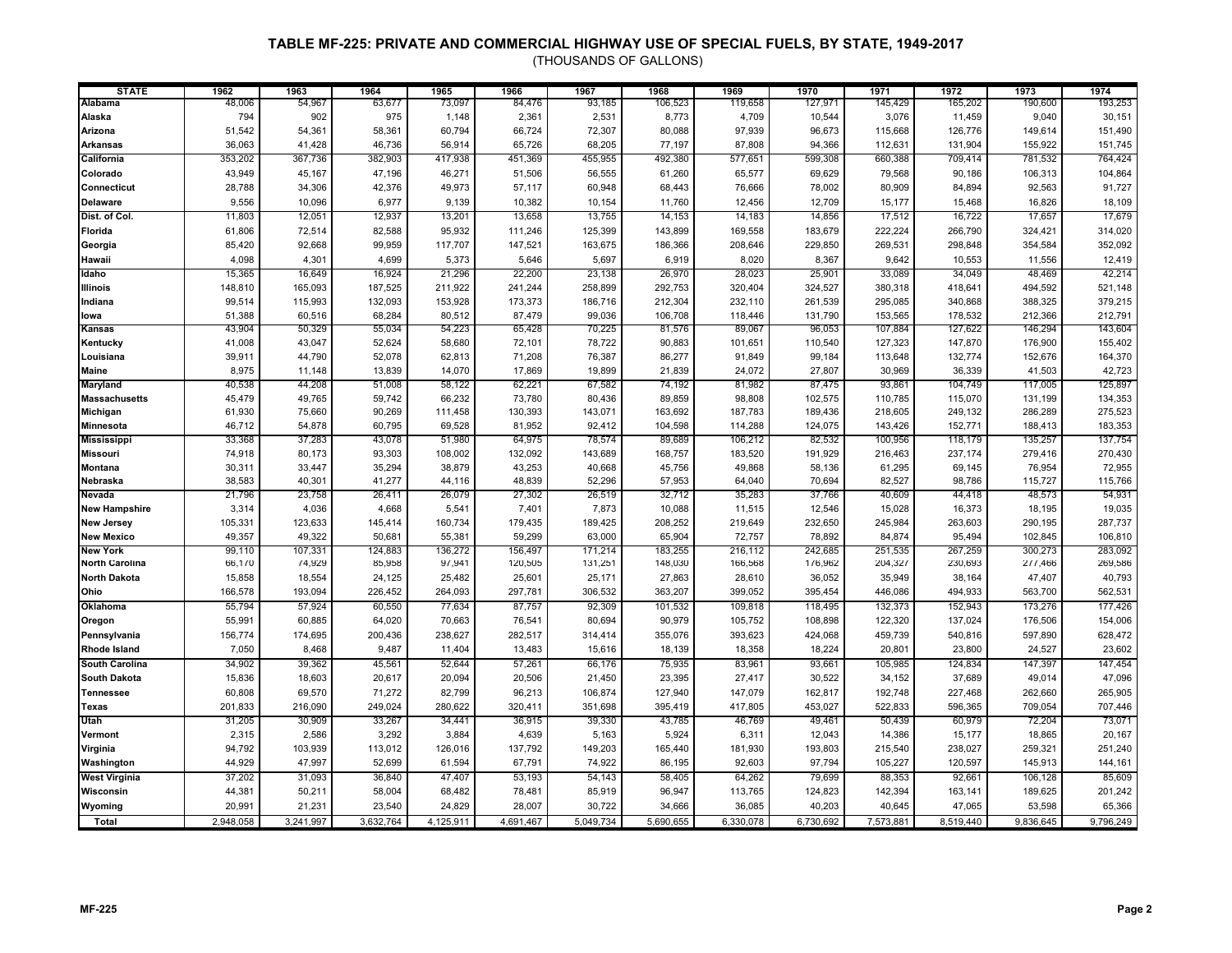# TABLE MF-225: PRIVATE AND COMMERCIAL HIGHWAY USE OF SPECIAL FUELS, BY STATE, 1949-2017

(THOUSANDS OF GALLONS)

| STATE | 1962 | 1963 | 1964 | 1965 | 1966 | 1967 | 1968 | 1969 | 1970 | 1971 | 1972 | 1973 | 1974 |
|---|---|---|---|---|---|---|---|---|---|---|---|---|---|
| Alabama | 48,006 | 54,967 | 63,677 | 73,097 | 84,476 | 93,185 | 106,523 | 119,658 | 127,971 | 145,429 | 165,202 | 190,600 | 193,253 |
| Alaska | 794 | 902 | 975 | 1,148 | 2,361 | 2,531 | 8,773 | 4,709 | 10,544 | 3,076 | 11,459 | 9,040 | 30,151 |
| Arizona | 51,542 | 54,361 | 58,361 | 60,794 | 66,724 | 72,307 | 80,088 | 97,939 | 96,673 | 115,668 | 126,776 | 149,614 | 151,490 |
| Arkansas | 36,063 | 41,428 | 46,736 | 56,914 | 65,726 | 68,205 | 77,197 | 87,808 | 94,366 | 112,631 | 131,904 | 155,922 | 151,745 |
| California | 353,202 | 367,736 | 382,903 | 417,938 | 451,369 | 455,955 | 492,380 | 577,651 | 599,308 | 660,388 | 709,414 | 781,532 | 764,424 |
| Colorado | 43,949 | 45,167 | 47,196 | 46,271 | 51,506 | 56,555 | 61,260 | 65,577 | 69,629 | 79,568 | 90,186 | 106,313 | 104,864 |
| Connecticut | 28,788 | 34,306 | 42,376 | 49,973 | 57,117 | 60,948 | 68,443 | 76,666 | 78,002 | 80,909 | 84,894 | 92,563 | 91,727 |
| Delaware | 9,556 | 10,096 | 6,977 | 9,139 | 10,382 | 10,154 | 11,760 | 12,456 | 12,709 | 15,177 | 15,468 | 16,826 | 18,109 |
| Dist. of Col. | 11,803 | 12,051 | 12,937 | 13,201 | 13,658 | 13,755 | 14,153 | 14,183 | 14,856 | 17,512 | 16,722 | 17,657 | 17,679 |
| Florida | 61,806 | 72,514 | 82,588 | 95,932 | 111,246 | 125,399 | 143,899 | 169,558 | 183,679 | 222,224 | 266,790 | 324,421 | 314,020 |
| Georgia | 85,420 | 92,668 | 99,959 | 117,707 | 147,521 | 163,675 | 186,366 | 208,646 | 229,850 | 269,531 | 298,848 | 354,584 | 352,092 |
| Hawaii | 4,098 | 4,301 | 4,699 | 5,373 | 5,646 | 5,697 | 6,919 | 8,020 | 8,367 | 9,642 | 10,553 | 11,556 | 12,419 |
| Idaho | 15,365 | 16,649 | 16,924 | 21,296 | 22,200 | 23,138 | 26,970 | 28,023 | 25,901 | 33,089 | 34,049 | 48,469 | 42,214 |
| Illinois | 148,810 | 165,093 | 187,525 | 211,922 | 241,244 | 258,899 | 292,753 | 320,404 | 324,527 | 380,318 | 418,641 | 494,592 | 521,148 |
| Indiana | 99,514 | 115,993 | 132,093 | 153,928 | 173,373 | 186,716 | 212,304 | 232,110 | 261,539 | 295,085 | 340,868 | 388,325 | 379,215 |
| Iowa | 51,388 | 60,516 | 68,284 | 80,512 | 87,479 | 99,036 | 106,708 | 118,446 | 131,790 | 153,565 | 178,532 | 212,366 | 212,791 |
| Kansas | 43,904 | 50,329 | 55,034 | 54,223 | 65,428 | 70,225 | 81,576 | 89,067 | 96,053 | 107,884 | 127,622 | 146,294 | 143,604 |
| Kentucky | 41,008 | 43,047 | 52,624 | 58,680 | 72,101 | 78,722 | 90,883 | 101,651 | 110,540 | 127,323 | 147,870 | 176,900 | 155,402 |
| Louisiana | 39,911 | 44,790 | 52,078 | 62,813 | 71,208 | 76,387 | 86,277 | 91,849 | 99,184 | 113,648 | 132,774 | 152,676 | 164,370 |
| Maine | 8,975 | 11,148 | 13,839 | 14,070 | 17,869 | 19,899 | 21,839 | 24,072 | 27,807 | 30,969 | 36,339 | 41,503 | 42,723 |
| Maryland | 40,538 | 44,208 | 51,008 | 58,122 | 62,221 | 67,582 | 74,192 | 81,982 | 87,475 | 93,861 | 104,749 | 117,005 | 125,897 |
| Massachusetts | 45,479 | 49,765 | 59,742 | 66,232 | 73,780 | 80,436 | 89,859 | 98,808 | 102,575 | 110,785 | 115,070 | 131,199 | 134,353 |
| Michigan | 61,930 | 75,660 | 90,269 | 111,458 | 130,393 | 143,071 | 163,692 | 187,783 | 189,436 | 218,605 | 249,132 | 286,289 | 275,523 |
| Minnesota | 46,712 | 54,878 | 60,795 | 69,528 | 81,952 | 92,412 | 104,598 | 114,288 | 124,075 | 143,426 | 152,771 | 188,413 | 183,353 |
| Mississippi | 33,368 | 37,283 | 43,078 | 51,980 | 64,975 | 78,574 | 89,689 | 106,212 | 82,532 | 100,956 | 118,179 | 135,257 | 137,754 |
| Missouri | 74,918 | 80,173 | 93,303 | 108,002 | 132,092 | 143,689 | 168,757 | 183,520 | 191,929 | 216,463 | 237,174 | 279,416 | 270,430 |
| Montana | 30,311 | 33,447 | 35,294 | 38,879 | 43,253 | 40,668 | 45,756 | 49,868 | 58,136 | 61,295 | 69,145 | 76,954 | 72,955 |
| Nebraska | 38,583 | 40,301 | 41,277 | 44,116 | 48,839 | 52,296 | 57,953 | 64,040 | 70,694 | 82,527 | 98,786 | 115,727 | 115,766 |
| Nevada | 21,796 | 23,758 | 26,411 | 26,079 | 27,302 | 26,519 | 32,712 | 35,283 | 37,766 | 40,609 | 44,418 | 48,573 | 54,931 |
| New Hampshire | 3,314 | 4,036 | 4,668 | 5,541 | 7,401 | 7,873 | 10,088 | 11,515 | 12,546 | 15,028 | 16,373 | 18,195 | 19,035 |
| New Jersey | 105,331 | 123,633 | 145,414 | 160,734 | 179,435 | 189,425 | 208,252 | 219,649 | 232,650 | 245,984 | 263,603 | 290,195 | 287,737 |
| New Mexico | 49,357 | 49,322 | 50,681 | 55,381 | 59,299 | 63,000 | 65,904 | 72,757 | 78,892 | 84,874 | 95,494 | 102,845 | 106,810 |
| New York | 99,110 | 107,331 | 124,883 | 136,272 | 156,497 | 171,214 | 183,255 | 216,112 | 242,685 | 251,535 | 267,259 | 300,273 | 283,092 |
| North Carolina | 66,170 | 74,929 | 85,958 | 97,941 | 120,505 | 131,251 | 148,030 | 166,568 | 176,962 | 204,327 | 230,693 | 277,466 | 269,586 |
| North Dakota | 15,858 | 18,554 | 24,125 | 25,482 | 25,601 | 25,171 | 27,863 | 28,610 | 36,052 | 35,949 | 38,164 | 47,407 | 40,793 |
| Ohio | 166,578 | 193,094 | 226,452 | 264,093 | 297,781 | 306,532 | 363,207 | 399,052 | 395,454 | 446,086 | 494,933 | 563,700 | 562,531 |
| Oklahoma | 55,794 | 57,924 | 60,550 | 77,634 | 87,757 | 92,309 | 101,532 | 109,818 | 118,495 | 132,373 | 152,943 | 173,276 | 177,426 |
| Oregon | 55,991 | 60,885 | 64,020 | 70,663 | 76,541 | 80,694 | 90,979 | 105,752 | 108,898 | 122,320 | 137,024 | 176,506 | 154,006 |
| Pennsylvania | 156,774 | 174,695 | 200,436 | 238,627 | 282,517 | 314,414 | 355,076 | 393,623 | 424,068 | 459,739 | 540,816 | 597,890 | 628,472 |
| Rhode Island | 7,050 | 8,468 | 9,487 | 11,404 | 13,483 | 15,616 | 18,139 | 18,358 | 18,224 | 20,801 | 23,800 | 24,527 | 23,602 |
| South Carolina | 34,902 | 39,362 | 45,561 | 52,644 | 57,261 | 66,176 | 75,935 | 83,961 | 93,661 | 105,985 | 124,834 | 147,397 | 147,454 |
| South Dakota | 15,836 | 18,603 | 20,617 | 20,094 | 20,506 | 21,450 | 23,395 | 27,417 | 30,522 | 34,152 | 37,689 | 49,014 | 47,096 |
| Tennessee | 60,808 | 69,570 | 71,272 | 82,799 | 96,213 | 106,874 | 127,940 | 147,079 | 162,817 | 192,748 | 227,468 | 262,660 | 265,905 |
| Texas | 201,833 | 216,090 | 249,024 | 280,622 | 320,411 | 351,698 | 395,419 | 417,805 | 453,027 | 522,833 | 596,365 | 709,054 | 707,446 |
| Utah | 31,205 | 30,909 | 33,267 | 34,441 | 36,915 | 39,330 | 43,785 | 46,769 | 49,461 | 50,439 | 60,979 | 72,204 | 73,071 |
| Vermont | 2,315 | 2,586 | 3,292 | 3,884 | 4,639 | 5,163 | 5,924 | 6,311 | 12,043 | 14,386 | 15,177 | 18,865 | 20,167 |
| Virginia | 94,792 | 103,939 | 113,012 | 126,016 | 137,792 | 149,203 | 165,440 | 181,930 | 193,803 | 215,540 | 238,027 | 259,321 | 251,240 |
| Washington | 44,929 | 47,997 | 52,699 | 61,594 | 67,791 | 74,922 | 86,195 | 92,603 | 97,794 | 105,227 | 120,597 | 145,913 | 144,161 |
| West Virginia | 37,202 | 31,093 | 36,840 | 47,407 | 53,193 | 54,143 | 58,405 | 64,262 | 79,699 | 88,353 | 92,661 | 106,128 | 85,609 |
| Wisconsin | 44,381 | 50,211 | 58,004 | 68,482 | 78,481 | 85,919 | 96,947 | 113,765 | 124,823 | 142,394 | 163,141 | 189,625 | 201,242 |
| Wyoming | 20,991 | 21,231 | 23,540 | 24,829 | 28,007 | 30,722 | 34,666 | 36,085 | 40,203 | 40,645 | 47,065 | 53,598 | 65,366 |
| Total | 2,948,058 | 3,241,997 | 3,632,764 | 4,125,911 | 4,691,467 | 5,049,734 | 5,690,655 | 6,330,078 | 6,730,692 | 7,573,881 | 8,519,440 | 9,836,645 | 9,796,249 |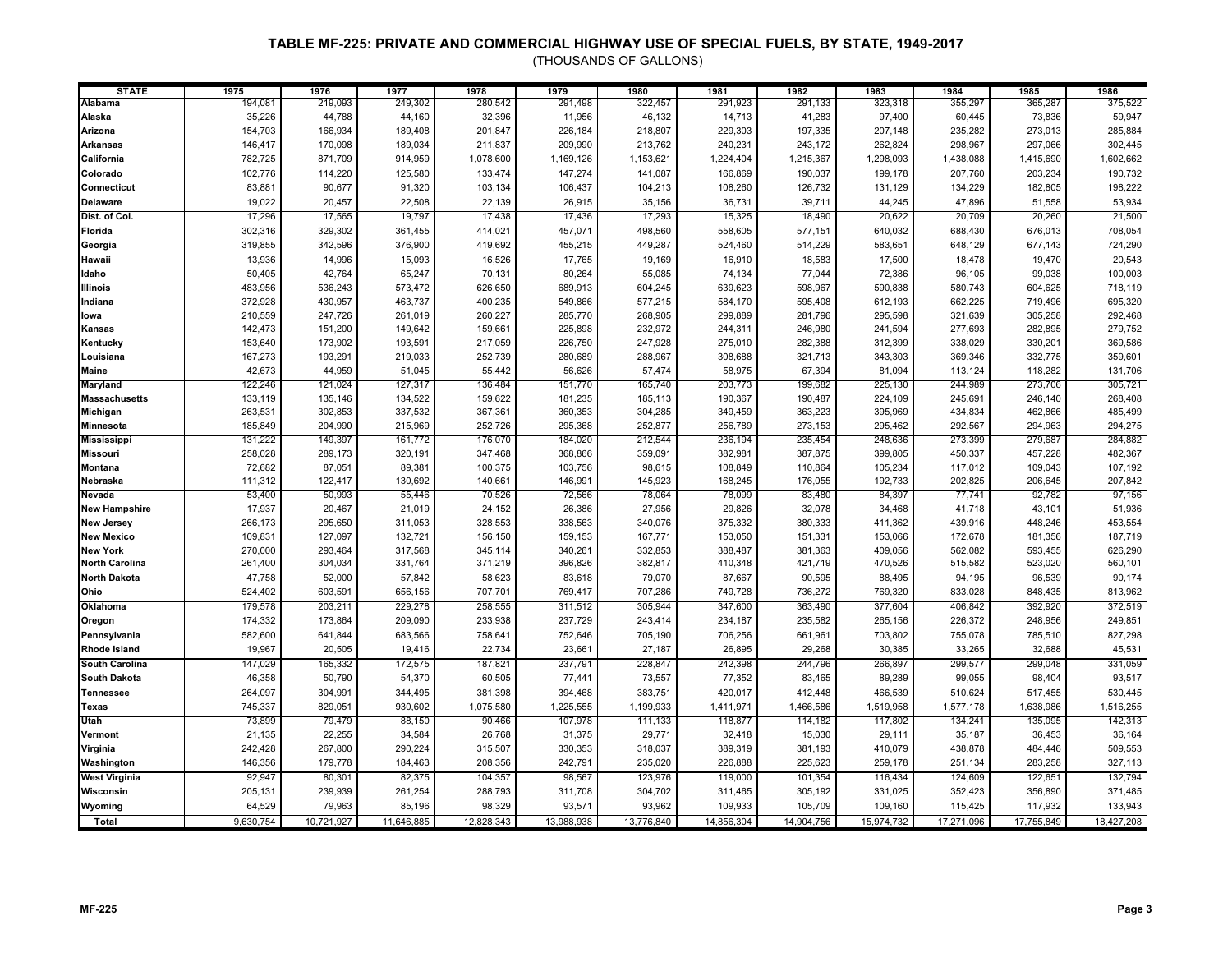# TABLE MF-225: PRIVATE AND COMMERCIAL HIGHWAY USE OF SPECIAL FUELS, BY STATE, 1949-2017

(THOUSANDS OF GALLONS)

| STATE | 1975 | 1976 | 1977 | 1978 | 1979 | 1980 | 1981 | 1982 | 1983 | 1984 | 1985 | 1986 |
|---|---|---|---|---|---|---|---|---|---|---|---|---|
| Alabama | 194,081 | 219,093 | 249,302 | 280,542 | 291,498 | 322,457 | 291,923 | 291,133 | 323,318 | 355,297 | 365,287 | 375,522 |
| Alaska | 35,226 | 44,788 | 44,160 | 32,396 | 11,956 | 46,132 | 14,713 | 41,283 | 97,400 | 60,445 | 73,836 | 59,947 |
| Arizona | 154,703 | 166,934 | 189,408 | 201,847 | 226,184 | 218,807 | 229,303 | 197,335 | 207,148 | 235,282 | 273,013 | 285,884 |
| Arkansas | 146,417 | 170,098 | 189,034 | 211,837 | 209,990 | 213,762 | 240,231 | 243,172 | 262,824 | 298,967 | 297,066 | 302,445 |
| California | 782,725 | 871,709 | 914,959 | 1,078,600 | 1,169,126 | 1,153,621 | 1,224,404 | 1,215,367 | 1,298,093 | 1,438,088 | 1,415,690 | 1,602,662 |
| Colorado | 102,776 | 114,220 | 125,580 | 133,474 | 147,274 | 141,087 | 166,869 | 190,037 | 199,178 | 207,760 | 203,234 | 190,732 |
| Connecticut | 83,881 | 90,677 | 91,320 | 103,134 | 106,437 | 104,213 | 108,260 | 126,732 | 131,129 | 134,229 | 182,805 | 198,222 |
| Delaware | 19,022 | 20,457 | 22,508 | 22,139 | 26,915 | 35,156 | 36,731 | 39,711 | 44,245 | 47,896 | 51,558 | 53,934 |
| Dist. of Col. | 17,296 | 17,565 | 19,797 | 17,438 | 17,436 | 17,293 | 15,325 | 18,490 | 20,622 | 20,709 | 20,260 | 21,500 |
| Florida | 302,316 | 329,302 | 361,455 | 414,021 | 457,071 | 498,560 | 558,605 | 577,151 | 640,032 | 688,430 | 676,013 | 708,054 |
| Georgia | 319,855 | 342,596 | 376,900 | 419,692 | 455,215 | 449,287 | 524,460 | 514,229 | 583,651 | 648,129 | 677,143 | 724,290 |
| Hawaii | 13,936 | 14,996 | 15,093 | 16,526 | 17,765 | 19,169 | 16,910 | 18,583 | 17,500 | 18,478 | 19,470 | 20,543 |
| Idaho | 50,405 | 42,764 | 65,247 | 70,131 | 80,264 | 55,085 | 74,134 | 77,044 | 72,386 | 96,105 | 99,038 | 100,003 |
| Illinois | 483,956 | 536,243 | 573,472 | 626,650 | 689,913 | 604,245 | 639,623 | 598,967 | 590,838 | 580,743 | 604,625 | 718,119 |
| Indiana | 372,928 | 430,957 | 463,737 | 400,235 | 549,866 | 577,215 | 584,170 | 595,408 | 612,193 | 662,225 | 719,496 | 695,320 |
| Iowa | 210,559 | 247,726 | 261,019 | 260,227 | 285,770 | 268,905 | 299,889 | 281,796 | 295,598 | 321,639 | 305,258 | 292,468 |
| Kansas | 142,473 | 151,200 | 149,642 | 159,661 | 225,898 | 232,972 | 244,311 | 246,980 | 241,594 | 277,693 | 282,895 | 279,752 |
| Kentucky | 153,640 | 173,902 | 193,591 | 217,059 | 226,750 | 247,928 | 275,010 | 282,388 | 312,399 | 338,029 | 330,201 | 369,586 |
| Louisiana | 167,273 | 193,291 | 219,033 | 252,739 | 280,689 | 288,967 | 308,688 | 321,713 | 343,303 | 369,346 | 332,775 | 359,601 |
| Maine | 42,673 | 44,959 | 51,045 | 55,442 | 56,626 | 57,474 | 58,975 | 67,394 | 81,094 | 113,124 | 118,282 | 131,706 |
| Maryland | 122,246 | 121,024 | 127,317 | 136,484 | 151,770 | 165,740 | 203,773 | 199,682 | 225,130 | 244,989 | 273,706 | 305,721 |
| Massachusetts | 133,119 | 135,146 | 134,522 | 159,622 | 181,235 | 185,113 | 190,367 | 190,487 | 224,109 | 245,691 | 246,140 | 268,408 |
| Michigan | 263,531 | 302,853 | 337,532 | 367,361 | 360,353 | 304,285 | 349,459 | 363,223 | 395,969 | 434,834 | 462,866 | 485,499 |
| Minnesota | 185,849 | 204,990 | 215,969 | 252,726 | 295,368 | 252,877 | 256,789 | 273,153 | 295,462 | 292,567 | 294,963 | 294,275 |
| Mississippi | 131,222 | 149,397 | 161,772 | 176,070 | 184,020 | 212,544 | 236,194 | 235,454 | 248,636 | 273,399 | 279,687 | 284,882 |
| Missouri | 258,028 | 289,173 | 320,191 | 347,468 | 368,866 | 359,091 | 382,981 | 387,875 | 399,805 | 450,337 | 457,228 | 482,367 |
| Montana | 72,682 | 87,051 | 89,381 | 100,375 | 103,756 | 98,615 | 108,849 | 110,864 | 105,234 | 117,012 | 109,043 | 107,192 |
| Nebraska | 111,312 | 122,417 | 130,692 | 140,661 | 146,991 | 145,923 | 168,245 | 176,055 | 192,733 | 202,825 | 206,645 | 207,842 |
| Nevada | 53,400 | 50,993 | 55,446 | 70,526 | 72,566 | 78,064 | 78,099 | 83,480 | 84,397 | 77,741 | 92,782 | 97,156 |
| New Hampshire | 17,937 | 20,467 | 21,019 | 24,152 | 26,386 | 27,956 | 29,826 | 32,078 | 34,468 | 41,718 | 43,101 | 51,936 |
| New Jersey | 266,173 | 295,650 | 311,053 | 328,553 | 338,563 | 340,076 | 375,332 | 380,333 | 411,362 | 439,916 | 448,246 | 453,554 |
| New Mexico | 109,831 | 127,097 | 132,721 | 156,150 | 159,153 | 167,771 | 153,050 | 151,331 | 153,066 | 172,678 | 181,356 | 187,719 |
| New York | 270,000 | 293,464 | 317,568 | 345,114 | 340,261 | 332,853 | 388,487 | 381,363 | 409,056 | 562,082 | 593,455 | 626,290 |
| North Carolina | 261,400 | 304,034 | 331,764 | 371,219 | 396,826 | 382,817 | 410,348 | 421,719 | 470,526 | 515,582 | 523,020 | 560,101 |
| North Dakota | 47,758 | 52,000 | 57,842 | 58,623 | 83,618 | 79,070 | 87,667 | 90,595 | 88,495 | 94,195 | 96,539 | 90,174 |
| Ohio | 524,402 | 603,591 | 656,156 | 707,701 | 769,417 | 707,286 | 749,728 | 736,272 | 769,320 | 833,028 | 848,435 | 813,962 |
| Oklahoma | 179,578 | 203,211 | 229,278 | 258,555 | 311,512 | 305,944 | 347,600 | 363,490 | 377,604 | 406,842 | 392,920 | 372,519 |
| Oregon | 174,332 | 173,864 | 209,090 | 233,938 | 237,729 | 243,414 | 234,187 | 235,582 | 265,156 | 226,372 | 248,956 | 249,851 |
| Pennsylvania | 582,600 | 641,844 | 683,566 | 758,641 | 752,646 | 705,190 | 706,256 | 661,961 | 703,802 | 755,078 | 785,510 | 827,298 |
| Rhode Island | 19,967 | 20,505 | 19,416 | 22,734 | 23,661 | 27,187 | 26,895 | 29,268 | 30,385 | 33,265 | 32,688 | 45,531 |
| South Carolina | 147,029 | 165,332 | 172,575 | 187,821 | 237,791 | 228,847 | 242,398 | 244,796 | 266,897 | 299,577 | 299,048 | 331,059 |
| South Dakota | 46,358 | 50,790 | 54,370 | 60,505 | 77,441 | 73,557 | 77,352 | 83,465 | 89,289 | 99,055 | 98,404 | 93,517 |
| Tennessee | 264,097 | 304,991 | 344,495 | 381,398 | 394,468 | 383,751 | 420,017 | 412,448 | 466,539 | 510,624 | 517,455 | 530,445 |
| Texas | 745,337 | 829,051 | 930,602 | 1,075,580 | 1,225,555 | 1,199,933 | 1,411,971 | 1,466,586 | 1,519,958 | 1,577,178 | 1,638,986 | 1,516,255 |
| Utah | 73,899 | 79,479 | 88,150 | 90,466 | 107,978 | 111,133 | 118,877 | 114,182 | 117,802 | 134,241 | 135,095 | 142,313 |
| Vermont | 21,135 | 22,255 | 34,584 | 26,768 | 31,375 | 29,771 | 32,418 | 15,030 | 29,111 | 35,187 | 36,453 | 36,164 |
| Virginia | 242,428 | 267,800 | 290,224 | 315,507 | 330,353 | 318,037 | 389,319 | 381,193 | 410,079 | 438,878 | 484,446 | 509,553 |
| Washington | 146,356 | 179,778 | 184,463 | 208,356 | 242,791 | 235,020 | 226,888 | 225,623 | 259,178 | 251,134 | 283,258 | 327,113 |
| West Virginia | 92,947 | 80,301 | 82,375 | 104,357 | 98,567 | 123,976 | 119,000 | 101,354 | 116,434 | 124,609 | 122,651 | 132,794 |
| Wisconsin | 205,131 | 239,939 | 261,254 | 288,793 | 311,708 | 304,702 | 311,465 | 305,192 | 331,025 | 352,423 | 356,890 | 371,485 |
| Wyoming | 64,529 | 79,963 | 85,196 | 98,329 | 93,571 | 93,962 | 109,933 | 105,709 | 109,160 | 115,425 | 117,932 | 133,943 |
| Total | 9,630,754 | 10,721,927 | 11,646,885 | 12,828,343 | 13,988,938 | 13,776,840 | 14,856,304 | 14,904,756 | 15,974,732 | 17,271,096 | 17,755,849 | 18,427,208 |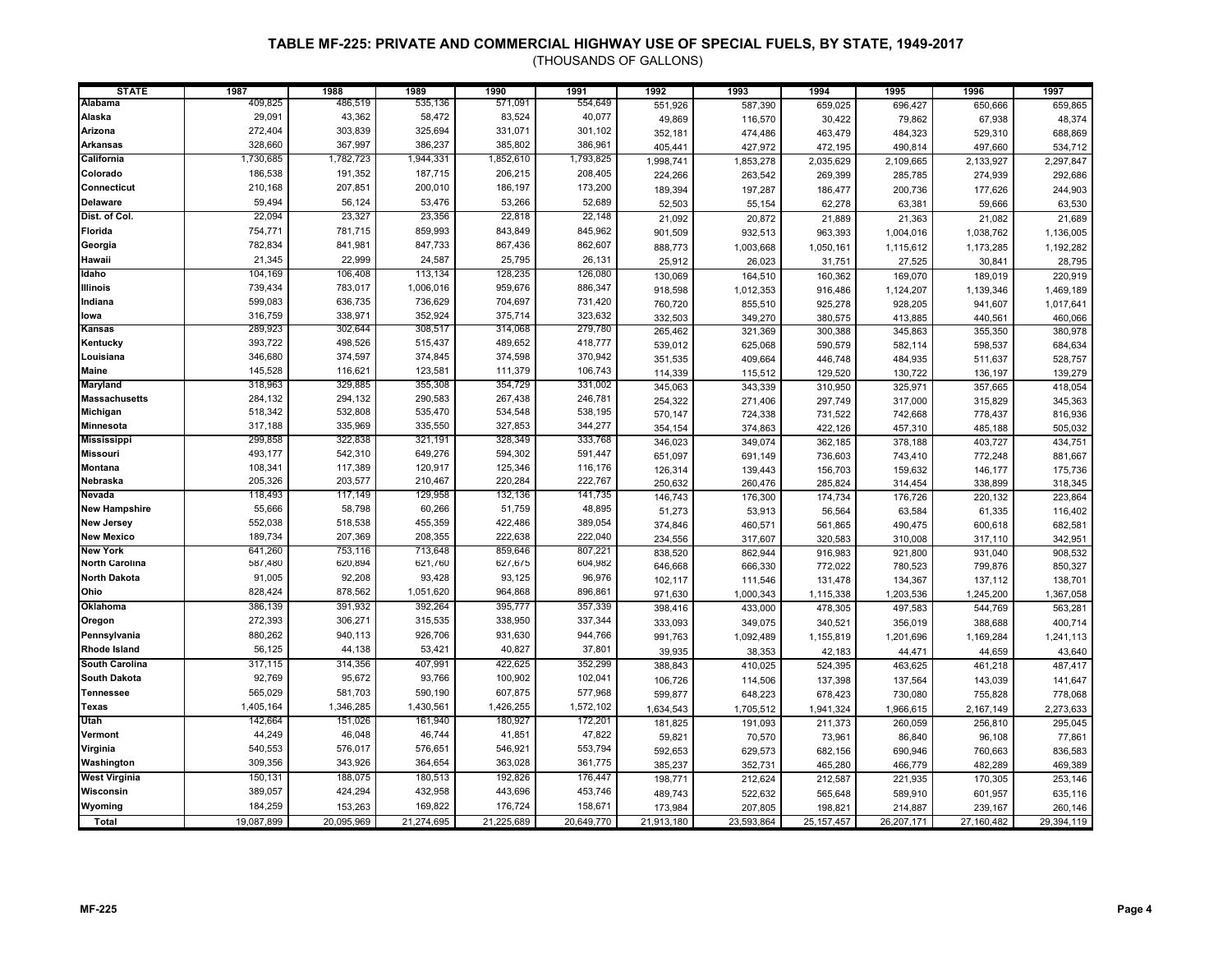# TABLE MF-225: PRIVATE AND COMMERCIAL HIGHWAY USE OF SPECIAL FUELS, BY STATE, 1949-2017

(THOUSANDS OF GALLONS)

| STATE | 1987 | 1988 | 1989 | 1990 | 1991 | 1992 | 1993 | 1994 | 1995 | 1996 | 1997 |
|---|---|---|---|---|---|---|---|---|---|---|---|
| Alabama | 409,825 | 486,519 | 535,136 | 571,091 | 554,649 | 551,926 | 587,390 | 659,025 | 696,427 | 650,666 | 659,865 |
| Alaska | 29,091 | 43,362 | 58,472 | 83,524 | 40,077 | 49,869 | 116,570 | 30,422 | 79,862 | 67,938 | 48,374 |
| Arizona | 272,404 | 303,839 | 325,694 | 331,071 | 301,102 | 352,181 | 474,486 | 463,479 | 484,323 | 529,310 | 688,869 |
| Arkansas | 328,660 | 367,997 | 386,237 | 385,802 | 386,961 | 405,441 | 427,972 | 472,195 | 490,814 | 497,660 | 534,712 |
| California | 1,730,685 | 1,782,723 | 1,944,331 | 1,852,610 | 1,793,825 | 1,998,741 | 1,853,278 | 2,035,629 | 2,109,665 | 2,133,927 | 2,297,847 |
| Colorado | 186,538 | 191,352 | 187,715 | 206,215 | 208,405 | 224,266 | 263,542 | 269,399 | 285,785 | 274,939 | 292,686 |
| Connecticut | 210,168 | 207,851 | 200,010 | 186,197 | 173,200 | 189,394 | 197,287 | 186,477 | 200,736 | 177,626 | 244,903 |
| Delaware | 59,494 | 56,124 | 53,476 | 53,266 | 52,689 | 52,503 | 55,154 | 62,278 | 63,381 | 59,666 | 63,530 |
| Dist. of Col. | 22,094 | 23,327 | 23,356 | 22,818 | 22,148 | 21,092 | 20,872 | 21,889 | 21,363 | 21,082 | 21,689 |
| Florida | 754,771 | 781,715 | 859,993 | 843,849 | 845,962 | 901,509 | 932,513 | 963,393 | 1,004,016 | 1,038,762 | 1,136,005 |
| Georgia | 782,834 | 841,981 | 847,733 | 867,436 | 862,607 | 888,773 | 1,003,668 | 1,050,161 | 1,115,612 | 1,173,285 | 1,192,282 |
| Hawaii | 21,345 | 22,999 | 24,587 | 25,795 | 26,131 | 25,912 | 26,023 | 31,751 | 27,525 | 30,841 | 28,795 |
| Idaho | 104,169 | 106,408 | 113,134 | 128,235 | 126,080 | 130,069 | 164,510 | 160,362 | 169,070 | 189,019 | 220,919 |
| Illinois | 739,434 | 783,017 | 1,006,016 | 959,676 | 886,347 | 918,598 | 1,012,353 | 916,486 | 1,124,207 | 1,139,346 | 1,469,189 |
| Indiana | 599,083 | 636,735 | 736,629 | 704,697 | 731,420 | 760,720 | 855,510 | 925,278 | 928,205 | 941,607 | 1,017,641 |
| Iowa | 316,759 | 338,971 | 352,924 | 375,714 | 323,632 | 332,503 | 349,270 | 380,575 | 413,885 | 440,561 | 460,066 |
| Kansas | 289,923 | 302,644 | 308,517 | 314,068 | 279,780 | 265,462 | 321,369 | 300,388 | 345,863 | 355,350 | 380,978 |
| Kentucky | 393,722 | 498,526 | 515,437 | 489,652 | 418,777 | 539,012 | 625,068 | 590,579 | 582,114 | 598,537 | 684,634 |
| Louisiana | 346,680 | 374,597 | 374,845 | 374,598 | 370,942 | 351,535 | 409,664 | 446,748 | 484,935 | 511,637 | 528,757 |
| Maine | 145,528 | 116,621 | 123,581 | 111,379 | 106,743 | 114,339 | 115,512 | 129,520 | 130,722 | 136,197 | 139,279 |
| Maryland | 318,963 | 329,885 | 355,308 | 354,729 | 331,002 | 345,063 | 343,339 | 310,950 | 325,971 | 357,665 | 418,054 |
| Massachusetts | 284,132 | 294,132 | 290,583 | 267,438 | 246,781 | 254,322 | 271,406 | 297,749 | 317,000 | 315,829 | 345,363 |
| Michigan | 518,342 | 532,808 | 535,470 | 534,548 | 538,195 | 570,147 | 724,338 | 731,522 | 742,668 | 778,437 | 816,936 |
| Minnesota | 317,188 | 335,969 | 335,550 | 327,853 | 344,277 | 354,154 | 374,863 | 422,126 | 457,310 | 485,188 | 505,032 |
| Mississippi | 299,858 | 322,838 | 321,191 | 328,349 | 333,768 | 346,023 | 349,074 | 362,185 | 378,188 | 403,727 | 434,751 |
| Missouri | 493,177 | 542,310 | 649,276 | 594,302 | 591,447 | 651,097 | 691,149 | 736,603 | 743,410 | 772,248 | 881,667 |
| Montana | 108,341 | 117,389 | 120,917 | 125,346 | 116,176 | 126,314 | 139,443 | 156,703 | 159,632 | 146,177 | 175,736 |
| Nebraska | 205,326 | 203,577 | 210,467 | 220,284 | 222,767 | 250,632 | 260,476 | 285,824 | 314,454 | 338,899 | 318,345 |
| Nevada | 118,493 | 117,149 | 129,958 | 132,136 | 141,735 | 146,743 | 176,300 | 174,734 | 176,726 | 220,132 | 223,864 |
| New Hampshire | 55,666 | 58,798 | 60,266 | 51,759 | 48,895 | 51,273 | 53,913 | 56,564 | 63,584 | 61,335 | 116,402 |
| New Jersey | 552,038 | 518,538 | 455,359 | 422,486 | 389,054 | 374,846 | 460,571 | 561,865 | 490,475 | 600,618 | 682,581 |
| New Mexico | 189,734 | 207,369 | 208,355 | 222,638 | 222,040 | 234,556 | 317,607 | 320,583 | 310,008 | 317,110 | 342,951 |
| New York | 641,260 | 753,116 | 713,648 | 859,646 | 807,221 | 838,520 | 862,944 | 916,983 | 921,800 | 931,040 | 908,532 |
| North Carolina | 587,480 | 620,894 | 621,760 | 627,675 | 604,982 | 646,668 | 666,330 | 772,022 | 780,523 | 799,876 | 850,327 |
| North Dakota | 91,005 | 92,208 | 93,428 | 93,125 | 96,976 | 102,117 | 111,546 | 131,478 | 134,367 | 137,112 | 138,701 |
| Ohio | 828,424 | 878,562 | 1,051,620 | 964,868 | 896,861 | 971,630 | 1,000,343 | 1,115,338 | 1,203,536 | 1,245,200 | 1,367,058 |
| Oklahoma | 386,139 | 391,932 | 392,264 | 395,777 | 357,339 | 398,416 | 433,000 | 478,305 | 497,583 | 544,769 | 563,281 |
| Oregon | 272,393 | 306,271 | 315,535 | 338,950 | 337,344 | 333,093 | 349,075 | 340,521 | 356,019 | 388,688 | 400,714 |
| Pennsylvania | 880,262 | 940,113 | 926,706 | 931,630 | 944,766 | 991,763 | 1,092,489 | 1,155,819 | 1,201,696 | 1,169,284 | 1,241,113 |
| Rhode Island | 56,125 | 44,138 | 53,421 | 40,827 | 37,801 | 39,935 | 38,353 | 42,183 | 44,471 | 44,659 | 43,640 |
| South Carolina | 317,115 | 314,356 | 407,991 | 422,625 | 352,299 | 388,843 | 410,025 | 524,395 | 463,625 | 461,218 | 487,417 |
| South Dakota | 92,769 | 95,672 | 93,766 | 100,902 | 102,041 | 106,726 | 114,506 | 137,398 | 137,564 | 143,039 | 141,647 |
| Tennessee | 565,029 | 581,703 | 590,190 | 607,875 | 577,968 | 599,877 | 648,223 | 678,423 | 730,080 | 755,828 | 778,068 |
| Texas | 1,405,164 | 1,346,285 | 1,430,561 | 1,426,255 | 1,572,102 | 1,634,543 | 1,705,512 | 1,941,324 | 1,966,615 | 2,167,149 | 2,273,633 |
| Utah | 142,664 | 151,026 | 161,940 | 180,927 | 172,201 | 181,825 | 191,093 | 211,373 | 260,059 | 256,810 | 295,045 |
| Vermont | 44,249 | 46,048 | 46,744 | 41,851 | 47,822 | 59,821 | 70,570 | 73,961 | 86,840 | 96,108 | 77,861 |
| Virginia | 540,553 | 576,017 | 576,651 | 546,921 | 553,794 | 592,653 | 629,573 | 682,156 | 690,946 | 760,663 | 836,583 |
| Washington | 309,356 | 343,926 | 364,654 | 363,028 | 361,775 | 385,237 | 352,731 | 465,280 | 466,779 | 482,289 | 469,389 |
| West Virginia | 150,131 | 188,075 | 180,513 | 192,826 | 176,447 | 198,771 | 212,624 | 212,587 | 221,935 | 170,305 | 253,146 |
| Wisconsin | 389,057 | 424,294 | 432,958 | 443,696 | 453,746 | 489,743 | 522,632 | 565,648 | 589,910 | 601,957 | 635,116 |
| Wyoming | 184,259 | 153,263 | 169,822 | 176,724 | 158,671 | 173,984 | 207,805 | 198,821 | 214,887 | 239,167 | 260,146 |
| Total | 19,087,899 | 20,095,969 | 21,274,695 | 21,225,689 | 20,649,770 | 21,913,180 | 23,593,864 | 25,157,457 | 26,207,171 | 27,160,482 | 29,394,119 |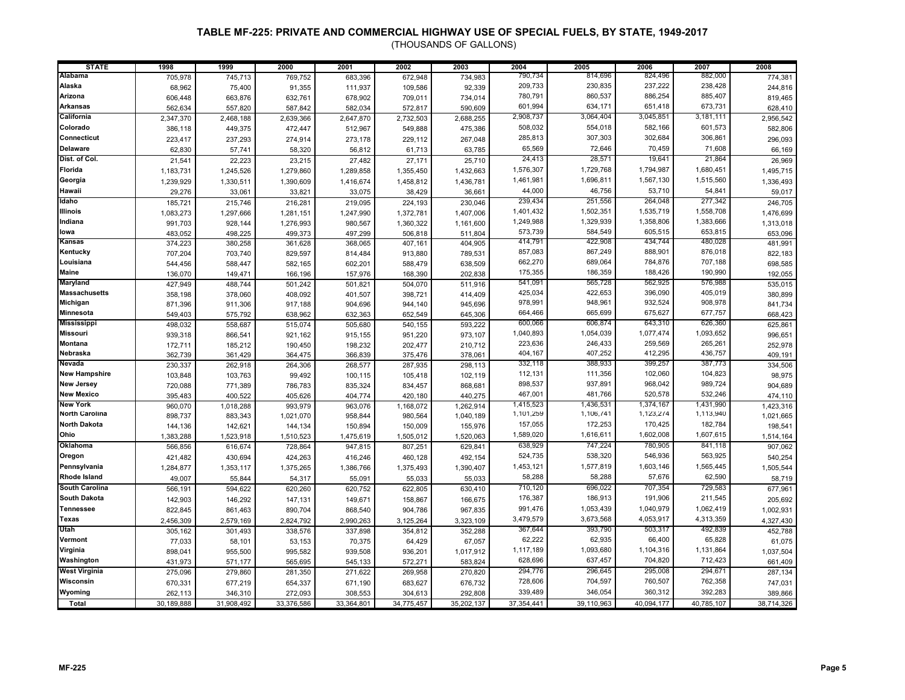# TABLE MF-225: PRIVATE AND COMMERCIAL HIGHWAY USE OF SPECIAL FUELS, BY STATE, 1949-2017

(THOUSANDS OF GALLONS)

| STATE | 1998 | 1999 | 2000 | 2001 | 2002 | 2003 | 2004 | 2005 | 2006 | 2007 | 2008 |
|---|---|---|---|---|---|---|---|---|---|---|---|
| Alabama | 705,978 | 745,713 | 769,752 | 683,396 | 672,948 | 734,983 | 790,734 | 814,696 | 824,496 | 882,000 | 774,381 |
| Alaska | 68,962 | 75,400 | 91,355 | 111,937 | 109,586 | 92,339 | 209,733 | 230,835 | 237,222 | 238,428 | 244,816 |
| Arizona | 606,448 | 663,876 | 632,761 | 678,902 | 709,011 | 734,014 | 780,791 | 860,537 | 886,254 | 885,407 | 819,465 |
| Arkansas | 562,634 | 557,820 | 587,842 | 582,034 | 572,817 | 590,609 | 601,994 | 634,171 | 651,418 | 673,731 | 628,410 |
| California | 2,347,370 | 2,468,188 | 2,639,366 | 2,647,870 | 2,732,503 | 2,688,255 | 2,908,737 | 3,064,404 | 3,045,851 | 3,181,111 | 2,956,542 |
| Colorado | 386,118 | 449,375 | 472,447 | 512,967 | 549,888 | 475,386 | 508,032 | 554,018 | 582,166 | 601,573 | 582,806 |
| Connecticut | 223,417 | 237,293 | 274,914 | 273,178 | 229,112 | 267,048 | 285,813 | 307,303 | 302,684 | 306,861 | 296,093 |
| Delaware | 62,830 | 57,741 | 58,320 | 56,812 | 61,713 | 63,785 | 65,569 | 72,646 | 70,459 | 71,608 | 66,169 |
| Dist. of Col. | 21,541 | 22,223 | 23,215 | 27,482 | 27,171 | 25,710 | 24,413 | 28,571 | 19,641 | 21,864 | 26,969 |
| Florida | 1,183,731 | 1,245,526 | 1,279,860 | 1,289,858 | 1,355,450 | 1,432,663 | 1,576,307 | 1,729,768 | 1,794,987 | 1,680,451 | 1,495,715 |
| Georgia | 1,239,929 | 1,330,511 | 1,390,609 | 1,416,674 | 1,458,812 | 1,436,781 | 1,461,981 | 1,696,811 | 1,567,130 | 1,515,560 | 1,336,493 |
| Hawaii | 29,276 | 33,061 | 33,821 | 33,075 | 38,429 | 36,661 | 44,000 | 46,756 | 53,710 | 54,841 | 59,017 |
| Idaho | 185,721 | 215,746 | 216,281 | 219,095 | 224,193 | 230,046 | 239,434 | 251,556 | 264,048 | 277,342 | 246,705 |
| Illinois | 1,083,273 | 1,297,666 | 1,281,151 | 1,247,990 | 1,372,781 | 1,407,006 | 1,401,432 | 1,502,351 | 1,535,719 | 1,558,708 | 1,476,699 |
| Indiana | 991,703 | 928,144 | 1,276,993 | 980,567 | 1,360,322 | 1,161,600 | 1,249,988 | 1,329,939 | 1,358,806 | 1,383,666 | 1,313,018 |
| Iowa | 483,052 | 498,225 | 499,373 | 497,299 | 506,818 | 511,804 | 573,739 | 584,549 | 605,515 | 653,815 | 653,096 |
| Kansas | 374,223 | 380,258 | 361,628 | 368,065 | 407,161 | 404,905 | 414,791 | 422,908 | 434,744 | 480,028 | 481,991 |
| Kentucky | 707,204 | 703,740 | 829,597 | 814,484 | 913,880 | 789,531 | 857,083 | 867,249 | 888,901 | 876,018 | 822,183 |
| Louisiana | 544,456 | 588,447 | 582,165 | 602,201 | 588,479 | 638,509 | 662,270 | 689,064 | 784,876 | 707,188 | 698,585 |
| Maine | 136,070 | 149,471 | 166,196 | 157,976 | 168,390 | 202,838 | 175,355 | 186,359 | 188,426 | 190,990 | 192,055 |
| Maryland | 427,949 | 488,744 | 501,242 | 501,821 | 504,070 | 511,916 | 541,091 | 565,728 | 562,925 | 576,988 | 535,015 |
| Massachusetts | 358,198 | 378,060 | 408,092 | 401,507 | 398,721 | 414,409 | 425,034 | 422,653 | 396,090 | 405,019 | 380,899 |
| Michigan | 871,396 | 911,306 | 917,188 | 904,696 | 944,140 | 945,696 | 978,991 | 948,961 | 932,524 | 908,978 | 841,734 |
| Minnesota | 549,403 | 575,792 | 638,962 | 632,363 | 652,549 | 645,306 | 664,466 | 665,699 | 675,627 | 677,757 | 668,423 |
| Mississippi | 498,032 | 558,687 | 515,074 | 505,680 | 540,155 | 593,222 | 600,066 | 606,874 | 643,310 | 626,360 | 625,861 |
| Missouri | 939,318 | 866,541 | 921,162 | 915,155 | 951,220 | 973,107 | 1,040,893 | 1,054,039 | 1,077,474 | 1,093,652 | 996,651 |
| Montana | 172,711 | 185,212 | 190,450 | 198,232 | 202,477 | 210,712 | 223,636 | 246,433 | 259,569 | 265,261 | 252,978 |
| Nebraska | 362,739 | 361,429 | 364,475 | 366,839 | 375,476 | 378,061 | 404,167 | 407,252 | 412,295 | 436,757 | 409,191 |
| Nevada | 230,337 | 262,918 | 264,306 | 268,577 | 287,935 | 298,113 | 332,118 | 388,933 | 399,257 | 387,773 | 334,506 |
| New Hampshire | 103,848 | 103,763 | 99,492 | 100,115 | 105,418 | 102,119 | 112,131 | 111,356 | 102,060 | 104,823 | 98,975 |
| New Jersey | 720,088 | 771,389 | 786,783 | 835,324 | 834,457 | 868,681 | 898,537 | 937,891 | 968,042 | 989,724 | 904,689 |
| New Mexico | 395,483 | 400,522 | 405,626 | 404,774 | 420,180 | 440,275 | 467,001 | 481,766 | 520,578 | 532,246 | 474,110 |
| New York | 960,070 | 1,018,288 | 993,979 | 963,076 | 1,168,072 | 1,262,914 | 1,415,523 | 1,436,531 | 1,374,167 | 1,431,990 | 1,423,316 |
| North Carolina | 898,737 | 883,343 | 1,021,070 | 958,844 | 980,564 | 1,040,189 | 1,101,259 | 1,106,741 | 1,123,274 | 1,113,940 | 1,021,665 |
| North Dakota | 144,136 | 142,621 | 144,134 | 150,894 | 150,009 | 155,976 | 157,055 | 172,253 | 170,425 | 182,784 | 198,541 |
| Ohio | 1,383,288 | 1,523,918 | 1,510,523 | 1,475,619 | 1,505,012 | 1,520,063 | 1,589,020 | 1,616,611 | 1,602,008 | 1,607,615 | 1,514,164 |
| Oklahoma | 566,856 | 616,674 | 728,864 | 947,815 | 807,251 | 629,841 | 638,929 | 747,224 | 780,905 | 841,118 | 907,062 |
| Oregon | 421,482 | 430,694 | 424,263 | 416,246 | 460,128 | 492,154 | 524,735 | 538,320 | 546,936 | 563,925 | 540,254 |
| Pennsylvania | 1,284,877 | 1,353,117 | 1,375,265 | 1,386,766 | 1,375,493 | 1,390,407 | 1,453,121 | 1,577,819 | 1,603,146 | 1,565,445 | 1,505,544 |
| Rhode Island | 49,007 | 55,844 | 54,317 | 55,091 | 55,033 | 55,033 | 58,288 | 58,288 | 57,676 | 62,590 | 58,719 |
| South Carolina | 566,191 | 594,622 | 620,260 | 620,752 | 622,805 | 630,410 | 710,120 | 696,022 | 707,354 | 729,583 | 677,961 |
| South Dakota | 142,903 | 146,292 | 147,131 | 149,671 | 158,867 | 166,675 | 176,387 | 186,913 | 191,906 | 211,545 | 205,692 |
| Tennessee | 822,845 | 861,463 | 890,704 | 868,540 | 904,786 | 967,835 | 991,476 | 1,053,439 | 1,040,979 | 1,062,419 | 1,002,931 |
| Texas | 2,456,309 | 2,579,169 | 2,824,792 | 2,990,263 | 3,125,264 | 3,323,109 | 3,479,579 | 3,673,568 | 4,053,917 | 4,313,359 | 4,327,430 |
| Utah | 305,162 | 301,493 | 338,576 | 337,898 | 354,812 | 352,288 | 367,644 | 393,790 | 503,317 | 492,839 | 452,788 |
| Vermont | 77,033 | 58,101 | 53,153 | 70,375 | 64,429 | 67,057 | 62,222 | 62,935 | 66,400 | 65,828 | 61,075 |
| Virginia | 898,041 | 955,500 | 995,582 | 939,508 | 936,201 | 1,017,912 | 1,117,189 | 1,093,680 | 1,104,316 | 1,131,864 | 1,037,504 |
| Washington | 431,973 | 571,177 | 565,695 | 545,133 | 572,271 | 583,824 | 628,696 | 637,457 | 704,820 | 712,423 | 661,409 |
| West Virginia | 275,096 | 279,860 | 281,350 | 271,622 | 269,958 | 270,820 | 294,776 | 296,645 | 295,008 | 294,671 | 287,134 |
| Wisconsin | 670,331 | 677,219 | 654,337 | 671,190 | 683,627 | 676,732 | 728,606 | 704,597 | 760,507 | 762,358 | 747,031 |
| Wyoming | 262,113 | 346,310 | 272,093 | 308,553 | 304,613 | 292,808 | 339,489 | 346,054 | 360,312 | 392,283 | 389,866 |
| Total | 30,189,888 | 31,908,492 | 33,376,586 | 33,364,801 | 34,775,457 | 35,202,137 | 37,354,441 | 39,110,963 | 40,094,177 | 40,785,107 | 38,714,326 |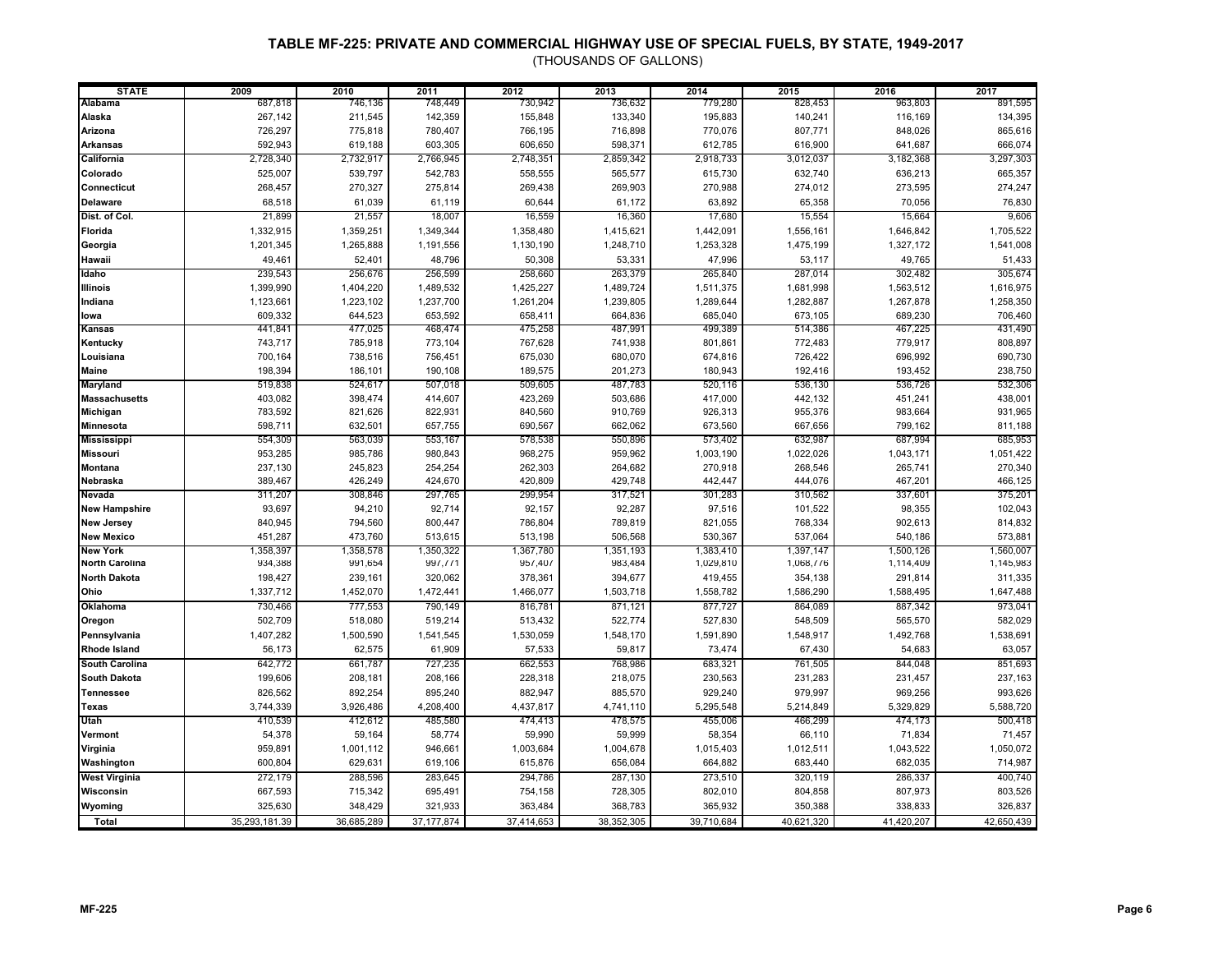# TABLE MF-225: PRIVATE AND COMMERCIAL HIGHWAY USE OF SPECIAL FUELS, BY STATE, 1949-2017

(THOUSANDS OF GALLONS)

| STATE | 2009 | 2010 | 2011 | 2012 | 2013 | 2014 | 2015 | 2016 | 2017 |
|---|---|---|---|---|---|---|---|---|---|
| Alabama | 687,818 | 746,136 | 748,449 | 730,942 | 736,632 | 779,280 | 828,453 | 963,803 | 891,595 |
| Alaska | 267,142 | 211,545 | 142,359 | 155,848 | 133,340 | 195,883 | 140,241 | 116,169 | 134,395 |
| Arizona | 726,297 | 775,818 | 780,407 | 766,195 | 716,898 | 770,076 | 807,771 | 848,026 | 865,616 |
| Arkansas | 592,943 | 619,188 | 603,305 | 606,650 | 598,371 | 612,785 | 616,900 | 641,687 | 666,074 |
| California | 2,728,340 | 2,732,917 | 2,766,945 | 2,748,351 | 2,859,342 | 2,918,733 | 3,012,037 | 3,182,368 | 3,297,303 |
| Colorado | 525,007 | 539,797 | 542,783 | 558,555 | 565,577 | 615,730 | 632,740 | 636,213 | 665,357 |
| Connecticut | 268,457 | 270,327 | 275,814 | 269,438 | 269,903 | 270,988 | 274,012 | 273,595 | 274,247 |
| Delaware | 68,518 | 61,039 | 61,119 | 60,644 | 61,172 | 63,892 | 65,358 | 70,056 | 76,830 |
| Dist. of Col. | 21,899 | 21,557 | 18,007 | 16,559 | 16,360 | 17,680 | 15,554 | 15,664 | 9,606 |
| Florida | 1,332,915 | 1,359,251 | 1,349,344 | 1,358,480 | 1,415,621 | 1,442,091 | 1,556,161 | 1,646,842 | 1,705,522 |
| Georgia | 1,201,345 | 1,265,888 | 1,191,556 | 1,130,190 | 1,248,710 | 1,253,328 | 1,475,199 | 1,327,172 | 1,541,008 |
| Hawaii | 49,461 | 52,401 | 48,796 | 50,308 | 53,331 | 47,996 | 53,117 | 49,765 | 51,433 |
| Idaho | 239,543 | 256,676 | 256,599 | 258,660 | 263,379 | 265,840 | 287,014 | 302,482 | 305,674 |
| Illinois | 1,399,990 | 1,404,220 | 1,489,532 | 1,425,227 | 1,489,724 | 1,511,375 | 1,681,998 | 1,563,512 | 1,616,975 |
| Indiana | 1,123,661 | 1,223,102 | 1,237,700 | 1,261,204 | 1,239,805 | 1,289,644 | 1,282,887 | 1,267,878 | 1,258,350 |
| Iowa | 609,332 | 644,523 | 653,592 | 658,411 | 664,836 | 685,040 | 673,105 | 689,230 | 706,460 |
| Kansas | 441,841 | 477,025 | 468,474 | 475,258 | 487,991 | 499,389 | 514,386 | 467,225 | 431,490 |
| Kentucky | 743,717 | 785,918 | 773,104 | 767,628 | 741,938 | 801,861 | 772,483 | 779,917 | 808,897 |
| Louisiana | 700,164 | 738,516 | 756,451 | 675,030 | 680,070 | 674,816 | 726,422 | 696,992 | 690,730 |
| Maine | 198,394 | 186,101 | 190,108 | 189,575 | 201,273 | 180,943 | 192,416 | 193,452 | 238,750 |
| Maryland | 519,838 | 524,617 | 507,018 | 509,605 | 487,783 | 520,116 | 536,130 | 536,726 | 532,306 |
| Massachusetts | 403,082 | 398,474 | 414,607 | 423,269 | 503,686 | 417,000 | 442,132 | 451,241 | 438,001 |
| Michigan | 783,592 | 821,626 | 822,931 | 840,560 | 910,769 | 926,313 | 955,376 | 983,664 | 931,965 |
| Minnesota | 598,711 | 632,501 | 657,755 | 690,567 | 662,062 | 673,560 | 667,656 | 799,162 | 811,188 |
| Mississippi | 554,309 | 563,039 | 553,167 | 578,538 | 550,896 | 573,402 | 632,987 | 687,994 | 685,953 |
| Missouri | 953,285 | 985,786 | 980,843 | 968,275 | 959,962 | 1,003,190 | 1,022,026 | 1,043,171 | 1,051,422 |
| Montana | 237,130 | 245,823 | 254,254 | 262,303 | 264,682 | 270,918 | 268,546 | 265,741 | 270,340 |
| Nebraska | 389,467 | 426,249 | 424,670 | 420,809 | 429,748 | 442,447 | 444,076 | 467,201 | 466,125 |
| Nevada | 311,207 | 308,846 | 297,765 | 299,954 | 317,521 | 301,283 | 310,562 | 337,601 | 375,201 |
| New Hampshire | 93,697 | 94,210 | 92,714 | 92,157 | 92,287 | 97,516 | 101,522 | 98,355 | 102,043 |
| New Jersey | 840,945 | 794,560 | 800,447 | 786,804 | 789,819 | 821,055 | 768,334 | 902,613 | 814,832 |
| New Mexico | 451,287 | 473,760 | 513,615 | 513,198 | 506,568 | 530,367 | 537,064 | 540,186 | 573,881 |
| New York | 1,358,397 | 1,358,578 | 1,350,322 | 1,367,780 | 1,351,193 | 1,383,410 | 1,397,147 | 1,500,126 | 1,560,007 |
| North Carolina | 934,388 | 991,654 | 997,771 | 957,407 | 983,484 | 1,029,810 | 1,068,776 | 1,114,409 | 1,145,983 |
| North Dakota | 198,427 | 239,161 | 320,062 | 378,361 | 394,677 | 419,455 | 354,138 | 291,814 | 311,335 |
| Ohio | 1,337,712 | 1,452,070 | 1,472,441 | 1,466,077 | 1,503,718 | 1,558,782 | 1,586,290 | 1,588,495 | 1,647,488 |
| Oklahoma | 730,466 | 777,553 | 790,149 | 816,781 | 871,121 | 877,727 | 864,089 | 887,342 | 973,041 |
| Oregon | 502,709 | 518,080 | 519,214 | 513,432 | 522,774 | 527,830 | 548,509 | 565,570 | 582,029 |
| Pennsylvania | 1,407,282 | 1,500,590 | 1,541,545 | 1,530,059 | 1,548,170 | 1,591,890 | 1,548,917 | 1,492,768 | 1,538,691 |
| Rhode Island | 56,173 | 62,575 | 61,909 | 57,533 | 59,817 | 73,474 | 67,430 | 54,683 | 63,057 |
| South Carolina | 642,772 | 661,787 | 727,235 | 662,553 | 768,986 | 683,321 | 761,505 | 844,048 | 851,693 |
| South Dakota | 199,606 | 208,181 | 208,166 | 228,318 | 218,075 | 230,563 | 231,283 | 231,457 | 237,163 |
| Tennessee | 826,562 | 892,254 | 895,240 | 882,947 | 885,570 | 929,240 | 979,997 | 969,256 | 993,626 |
| Texas | 3,744,339 | 3,926,486 | 4,208,400 | 4,437,817 | 4,741,110 | 5,295,548 | 5,214,849 | 5,329,829 | 5,588,720 |
| Utah | 410,539 | 412,612 | 485,580 | 474,413 | 478,575 | 455,006 | 466,299 | 474,173 | 500,418 |
| Vermont | 54,378 | 59,164 | 58,774 | 59,990 | 59,999 | 58,354 | 66,110 | 71,834 | 71,457 |
| Virginia | 959,891 | 1,001,112 | 946,661 | 1,003,684 | 1,004,678 | 1,015,403 | 1,012,511 | 1,043,522 | 1,050,072 |
| Washington | 600,804 | 629,631 | 619,106 | 615,876 | 656,084 | 664,882 | 683,440 | 682,035 | 714,987 |
| West Virginia | 272,179 | 288,596 | 283,645 | 294,786 | 287,130 | 273,510 | 320,119 | 286,337 | 400,740 |
| Wisconsin | 667,593 | 715,342 | 695,491 | 754,158 | 728,305 | 802,010 | 804,858 | 807,973 | 803,526 |
| Wyoming | 325,630 | 348,429 | 321,933 | 363,484 | 368,783 | 365,932 | 350,388 | 338,833 | 326,837 |
| Total | 35,293,181.39 | 36,685,289 | 37,177,874 | 37,414,653 | 38,352,305 | 39,710,684 | 40,621,320 | 41,420,207 | 42,650,439 |

MF-225